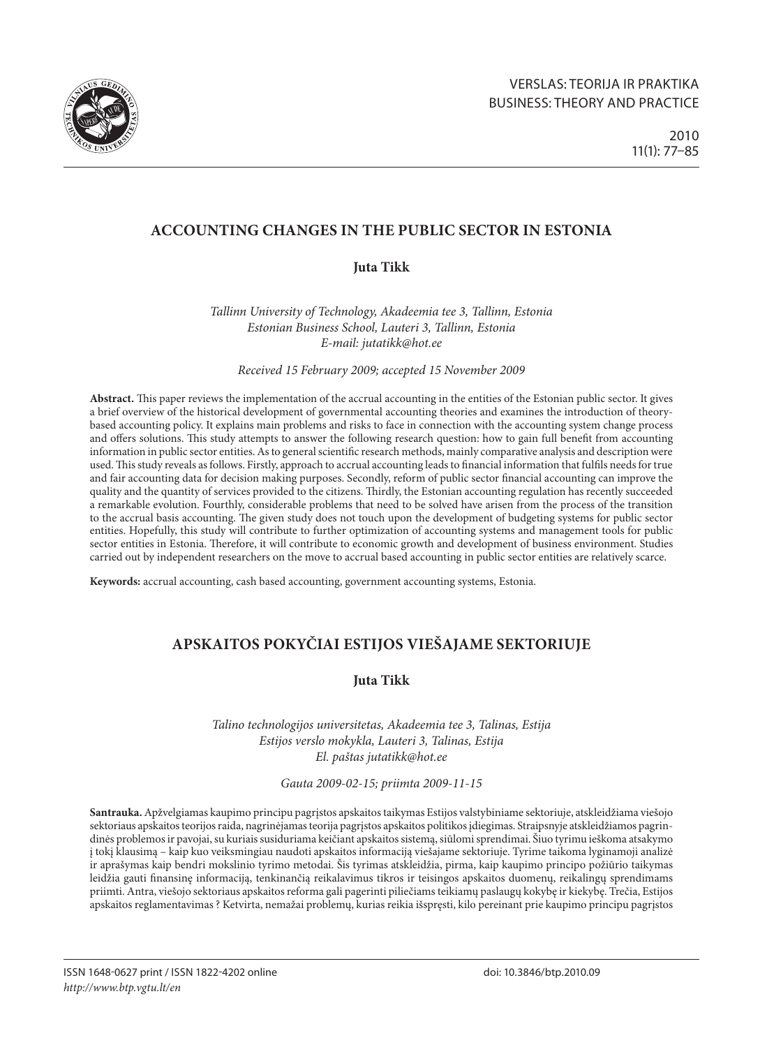# ACCOUNTING CHANGES IN THE PUBLIC SECTOR IN ESTONIA

**Juta Tikk**

*Tallinn University of Technology, Akadeemia tee 3, Tallinn, Estonia*
*Estonian Business School, Lauteri 3, Tallinn, Estonia*
*E-mail: jutatikk@hot.ee*

*Received 15 February 2009; accepted 15 November 2009*

**Abstract.** This paper reviews the implementation of the accrual accounting in the entities of the Estonian public sector. It gives a brief overview of the historical development of governmental accounting theories and examines the introduction of theory-based accounting policy. It explains main problems and risks to face in connection with the accounting system change process and offers solutions. This study attempts to answer the following research question: how to gain full benefit from accounting information in public sector entities. As to general scientific research methods, mainly comparative analysis and description were used. This study reveals as follows. Firstly, approach to accrual accounting leads to financial information that fulfils needs for true and fair accounting data for decision making purposes. Secondly, reform of public sector financial accounting can improve the quality and the quantity of services provided to the citizens. Thirdly, the Estonian accounting regulation has recently succeeded a remarkable evolution. Fourthly, considerable problems that need to be solved have arisen from the process of the transition to the accrual basis accounting. The given study does not touch upon the development of budgeting systems for public sector entities. Hopefully, this study will contribute to further optimization of accounting systems and management tools for public sector entities in Estonia. Therefore, it will contribute to economic growth and development of business environment. Studies carried out by independent researchers on the move to accrual based accounting in public sector entities are relatively scarce.

**Keywords:** accrual accounting, cash based accounting, government accounting systems, Estonia.

# APSKAITOS POKYČIAI ESTIJOS VIEŠAJAME SEKTORIUJE

**Juta Tikk**

*Talino technologijos universitetas, Akadeemia tee 3, Talinas, Estija*
*Estijos verslo mokykla, Lauteri 3, Talinas, Estija*
*El. paštas jutatikk@hot.ee*

*Gauta 2009-02-15; priimta 2009-11-15*

**Santrauka.** Apžvelgiamas kaupimo principu pagrįstos apskaitos taikymas Estijos valstybiniame sektoriuje, atskleidžiama viešojo sektoriaus apskaitos teorijos raida, nagrinėjamas teorija pagrįstos apskaitos politikos įdiegimas. Straipsnyje atskleidžiamos pagrindinės problemos ir pavojai, su kuriais susiduriama keičiant apskaitos sistemą, siūlomi sprendimai. Šiuo tyrimu ieškoma atsakymo į tokį klausimą – kaip kuo veiksmingiau naudoti apskaitos informaciją viešajame sektoriuje. Tyrime taikoma lyginamoji analizė ir aprašymas kaip bendri mokslinio tyrimo metodai. Šis tyrimas atskleidžia, pirma, kaip kaupimo principo požiūrio taikymas leidžia gauti finansinę informaciją, tenkinančią reikalavimus tikros ir teisingos apskaitos duomenų, reikalingų sprendimams priimti. Antra, viešojo sektoriaus apskaitos reforma gali pagerinti piliečiams teikiamų paslaugų kokybę ir kiekybę. Trečia, Estijos apskaitos reglamentavimas ? Ketvirta, nemažai problemų, kurias reikia išspręsti, kilo pereinant prie kaupimo principu pagrįstos

ISSN 1648-0627 print / ISSN 1822-4202 online
*http://www.btp.vgtu.lt/en*

doi: 10.3846/btp.2010.09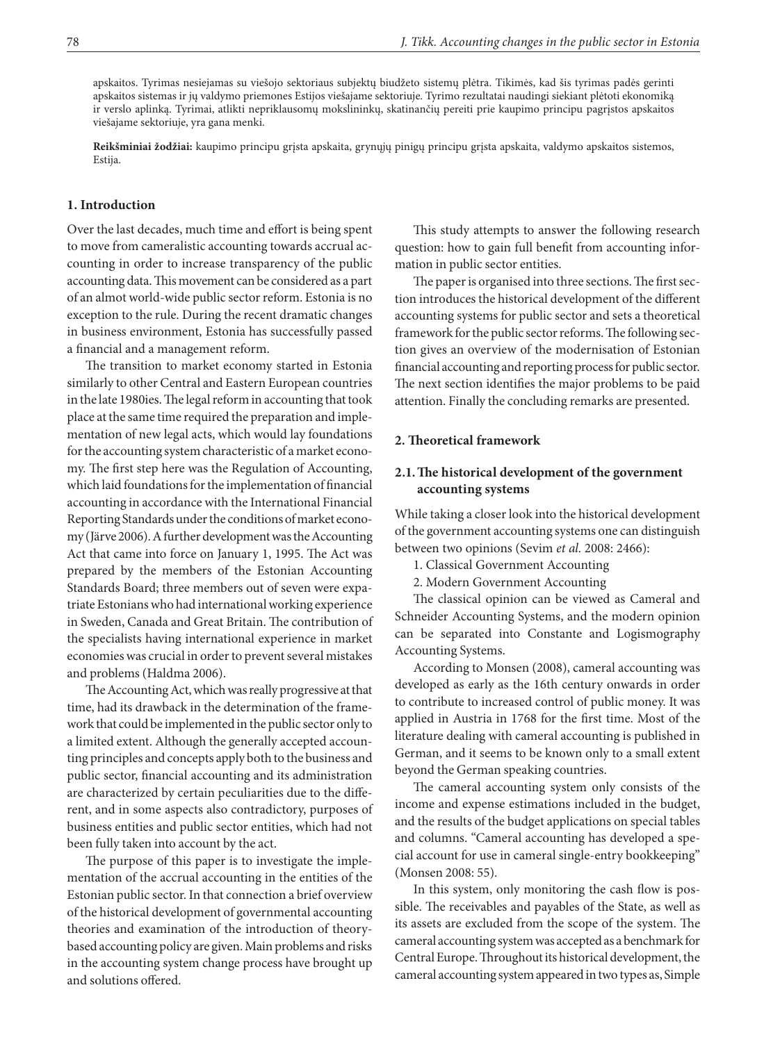apskaitos. Tyrimas nesiejamas su viešojo sektoriaus subjektų biudžeto sistemų plėtra. Tikimės, kad šis tyrimas padės gerinti apskaitos sistemas ir jų valdymo priemones Estijos viešajame sektoriuje. Tyrimo rezultatai naudingi siekiant plėtoti ekonomiką ir verslo aplinką. Tyrimai, atlikti nepriklausomų mokslininkų, skatinančių pereiti prie kaupimo principu pagrįstos apskaitos viešajame sektoriuje, yra gana menki.

**Reikšminiai žodžiai:** kaupimo principu grįsta apskaita, grynųjų pinigų principu grįsta apskaita, valdymo apskaitos sistemos, Estija.

## 1. Introduction

Over the last decades, much time and effort is being spent to move from cameralistic accounting towards accrual accounting in order to increase transparency of the public accounting data. This movement can be considered as a part of an almot world-wide public sector reform. Estonia is no exception to the rule. During the recent dramatic changes in business environment, Estonia has successfully passed a financial and a management reform.

The transition to market economy started in Estonia similarly to other Central and Eastern European countries in the late 1980ies. The legal reform in accounting that took place at the same time required the preparation and implementation of new legal acts, which would lay foundations for the accounting system characteristic of a market economy. The first step here was the Regulation of Accounting, which laid foundations for the implementation of financial accounting in accordance with the International Financial Reporting Standards under the conditions of market economy (Järve 2006). A further development was the Accounting Act that came into force on January 1, 1995. The Act was prepared by the members of the Estonian Accounting Standards Board; three members out of seven were expatriate Estonians who had international working experience in Sweden, Canada and Great Britain. The contribution of the specialists having international experience in market economies was crucial in order to prevent several mistakes and problems (Haldma 2006).

The Accounting Act, which was really progressive at that time, had its drawback in the determination of the framework that could be implemented in the public sector only to a limited extent. Although the generally accepted accounting principles and concepts apply both to the business and public sector, financial accounting and its administration are characterized by certain peculiarities due to the different, and in some aspects also contradictory, purposes of business entities and public sector entities, which had not been fully taken into account by the act.

The purpose of this paper is to investigate the implementation of the accrual accounting in the entities of the Estonian public sector. In that connection a brief overview of the historical development of governmental accounting theories and examination of the introduction of theory-based accounting policy are given. Main problems and risks in the accounting system change process have brought up and solutions offered.

This study attempts to answer the following research question: how to gain full benefit from accounting information in public sector entities.

The paper is organised into three sections. The first section introduces the historical development of the different accounting systems for public sector and sets a theoretical framework for the public sector reforms. The following section gives an overview of the modernisation of Estonian financial accounting and reporting process for public sector. The next section identifies the major problems to be paid attention. Finally the concluding remarks are presented.

## 2. Theoretical framework

### 2.1. The historical development of the government accounting systems

While taking a closer look into the historical development of the government accounting systems one can distinguish between two opinions (Sevim *et al.* 2008: 2466):

1. Classical Government Accounting
2. Modern Government Accounting

The classical opinion can be viewed as Cameral and Schneider Accounting Systems, and the modern opinion can be separated into Constante and Logismography Accounting Systems.

According to Monsen (2008), cameral accounting was developed as early as the 16th century onwards in order to contribute to increased control of public money. It was applied in Austria in 1768 for the first time. Most of the literature dealing with cameral accounting is published in German, and it seems to be known only to a small extent beyond the German speaking countries.

The cameral accounting system only consists of the income and expense estimations included in the budget, and the results of the budget applications on special tables and columns. "Cameral accounting has developed a special account for use in cameral single-entry bookkeeping" (Monsen 2008: 55).

In this system, only monitoring the cash flow is possible. The receivables and payables of the State, as well as its assets are excluded from the scope of the system. The cameral accounting system was accepted as a benchmark for Central Europe. Throughout its historical development, the cameral accounting system appeared in two types as, Simple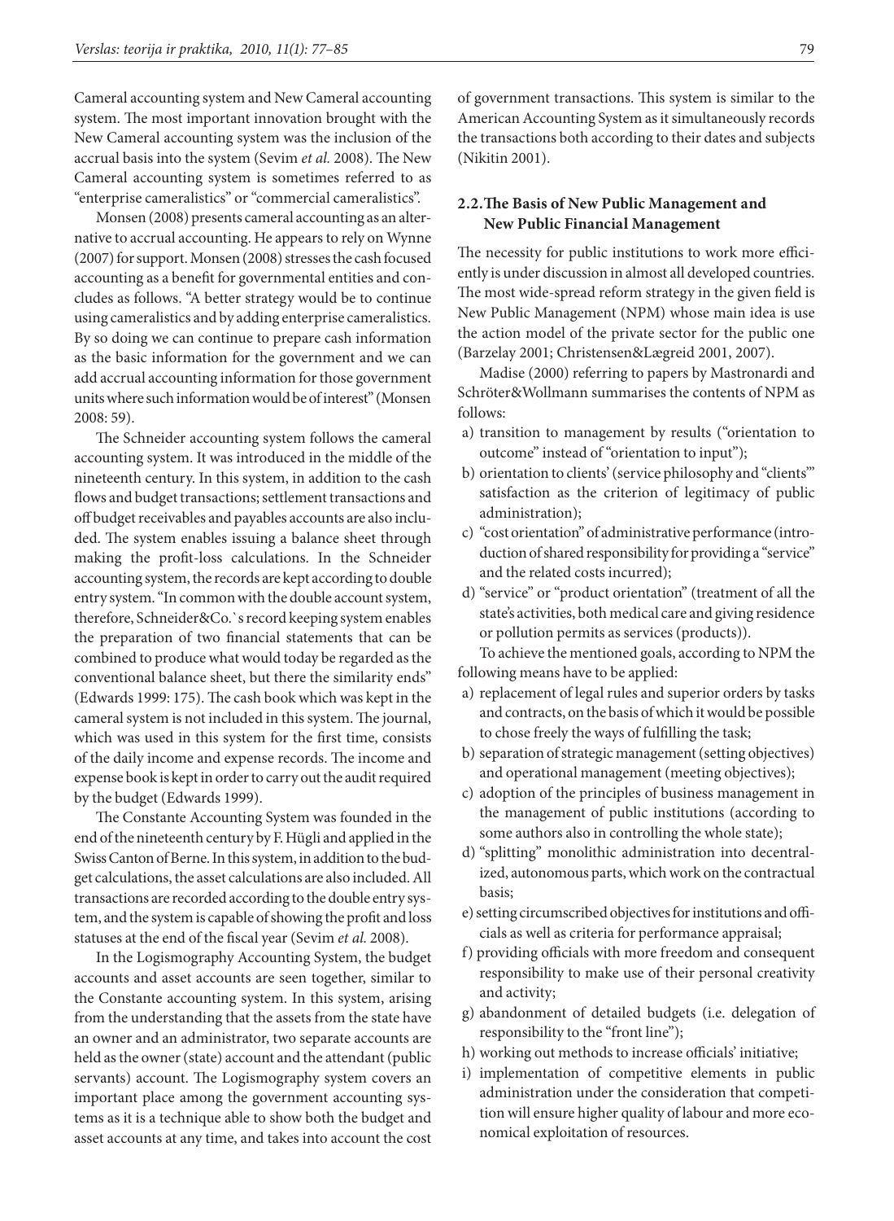Cameral accounting system and New Cameral accounting system. The most important innovation brought with the New Cameral accounting system was the inclusion of the accrual basis into the system (Sevim *et al.* 2008). The New Cameral accounting system is sometimes referred to as "enterprise cameralistics" or "commercial cameralistics".

Monsen (2008) presents cameral accounting as an alternative to accrual accounting. He appears to rely on Wynne (2007) for support. Monsen (2008) stresses the cash focused accounting as a benefit for governmental entities and concludes as follows. "A better strategy would be to continue using cameralistics and by adding enterprise cameralistics. By so doing we can continue to prepare cash information as the basic information for the government and we can add accrual accounting information for those government units where such information would be of interest" (Monsen 2008: 59).

The Schneider accounting system follows the cameral accounting system. It was introduced in the middle of the nineteenth century. In this system, in addition to the cash flows and budget transactions; settlement transactions and off budget receivables and payables accounts are also included. The system enables issuing a balance sheet through making the profit-loss calculations. In the Schneider accounting system, the records are kept according to double entry system. "In common with the double account system, therefore, Schneider&Co.`s record keeping system enables the preparation of two financial statements that can be combined to produce what would today be regarded as the conventional balance sheet, but there the similarity ends" (Edwards 1999: 175). The cash book which was kept in the cameral system is not included in this system. The journal, which was used in this system for the first time, consists of the daily income and expense records. The income and expense book is kept in order to carry out the audit required by the budget (Edwards 1999).

The Constante Accounting System was founded in the end of the nineteenth century by F. Hügli and applied in the Swiss Canton of Berne. In this system, in addition to the budget calculations, the asset calculations are also included. All transactions are recorded according to the double entry system, and the system is capable of showing the profit and loss statuses at the end of the fiscal year (Sevim *et al.* 2008).

In the Logismography Accounting System, the budget accounts and asset accounts are seen together, similar to the Constante accounting system. In this system, arising from the understanding that the assets from the state have an owner and an administrator, two separate accounts are held as the owner (state) account and the attendant (public servants) account. The Logismography system covers an important place among the government accounting systems as it is a technique able to show both the budget and asset accounts at any time, and takes into account the cost of government transactions. This system is similar to the American Accounting System as it simultaneously records the transactions both according to their dates and subjects (Nikitin 2001).

### 2.2. The Basis of New Public Management and New Public Financial Management

The necessity for public institutions to work more efficiently is under discussion in almost all developed countries. The most wide-spread reform strategy in the given field is New Public Management (NPM) whose main idea is use the action model of the private sector for the public one (Barzelay 2001; Christensen&Lægreid 2001, 2007).

Madise (2000) referring to papers by Mastronardi and Schröter&Wollmann summarises the contents of NPM as follows:

a) transition to management by results ("orientation to outcome" instead of "orientation to input");
b) orientation to clients' (service philosophy and "clients'" satisfaction as the criterion of legitimacy of public administration);
c) "cost orientation" of administrative performance (introduction of shared responsibility for providing a "service" and the related costs incurred);
d) "service" or "product orientation" (treatment of all the state's activities, both medical care and giving residence or pollution permits as services (products)).

To achieve the mentioned goals, according to NPM the following means have to be applied:

a) replacement of legal rules and superior orders by tasks and contracts, on the basis of which it would be possible to chose freely the ways of fulfilling the task;
b) separation of strategic management (setting objectives) and operational management (meeting objectives);
c) adoption of the principles of business management in the management of public institutions (according to some authors also in controlling the whole state);
d) "splitting" monolithic administration into decentralized, autonomous parts, which work on the contractual basis;
e) setting circumscribed objectives for institutions and officials as well as criteria for performance appraisal;
f) providing officials with more freedom and consequent responsibility to make use of their personal creativity and activity;
g) abandonment of detailed budgets (i.e. delegation of responsibility to the "front line");
h) working out methods to increase officials' initiative;
i) implementation of competitive elements in public administration under the consideration that competition will ensure higher quality of labour and more economical exploitation of resources.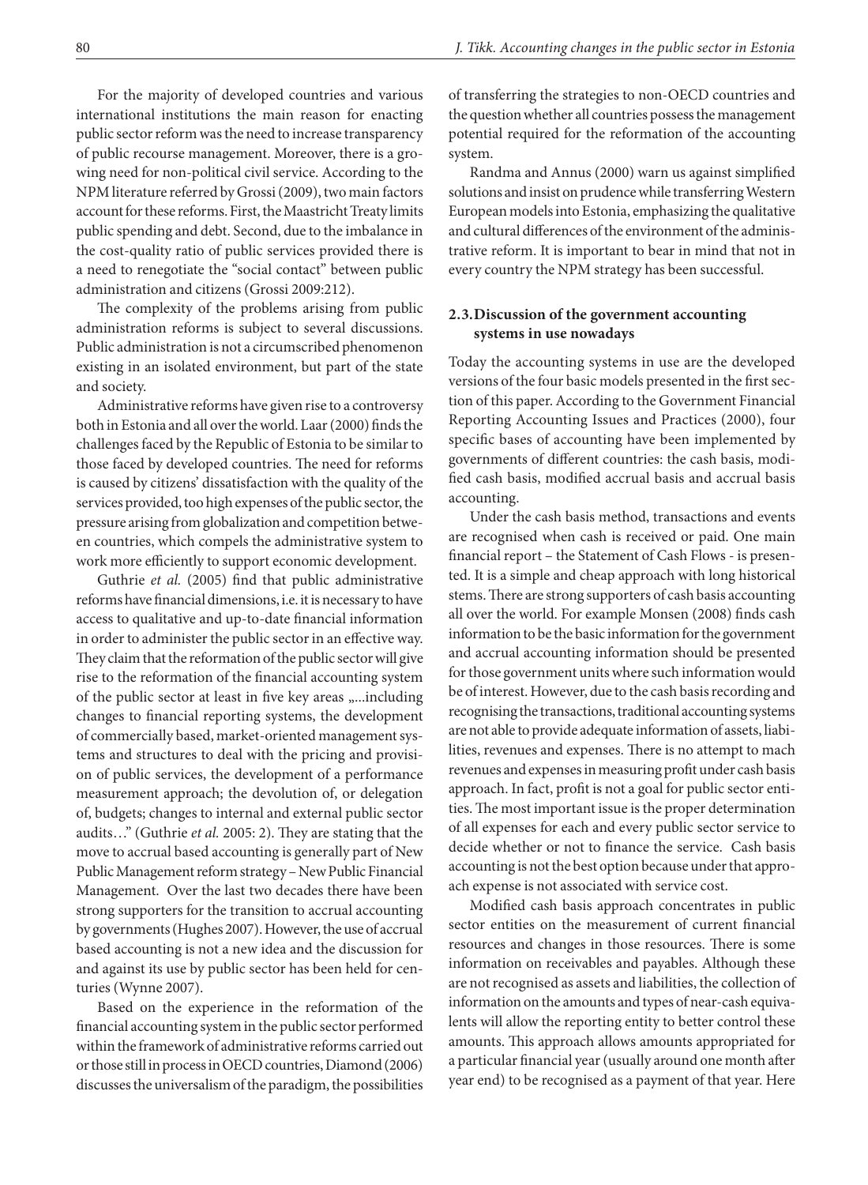For the majority of developed countries and various international institutions the main reason for enacting public sector reform was the need to increase transparency of public recourse management. Moreover, there is a growing need for non-political civil service. According to the NPM literature referred by Grossi (2009), two main factors account for these reforms. First, the Maastricht Treaty limits public spending and debt. Second, due to the imbalance in the cost-quality ratio of public services provided there is a need to renegotiate the "social contact" between public administration and citizens (Grossi 2009:212).

The complexity of the problems arising from public administration reforms is subject to several discussions. Public administration is not a circumscribed phenomenon existing in an isolated environment, but part of the state and society.

Administrative reforms have given rise to a controversy both in Estonia and all over the world. Laar (2000) finds the challenges faced by the Republic of Estonia to be similar to those faced by developed countries. The need for reforms is caused by citizens' dissatisfaction with the quality of the services provided, too high expenses of the public sector, the pressure arising from globalization and competition between countries, which compels the administrative system to work more efficiently to support economic development.

Guthrie *et al.* (2005) find that public administrative reforms have financial dimensions, i.e. it is necessary to have access to qualitative and up-to-date financial information in order to administer the public sector in an effective way. They claim that the reformation of the public sector will give rise to the reformation of the financial accounting system of the public sector at least in five key areas „...including changes to financial reporting systems, the development of commercially based, market-oriented management systems and structures to deal with the pricing and provision of public services, the development of a performance measurement approach; the devolution of, or delegation of, budgets; changes to internal and external public sector audits…" (Guthrie *et al.* 2005: 2). They are stating that the move to accrual based accounting is generally part of New Public Management reform strategy – New Public Financial Management. Over the last two decades there have been strong supporters for the transition to accrual accounting by governments (Hughes 2007). However, the use of accrual based accounting is not a new idea and the discussion for and against its use by public sector has been held for centuries (Wynne 2007).

Based on the experience in the reformation of the financial accounting system in the public sector performed within the framework of administrative reforms carried out or those still in process in OECD countries, Diamond (2006) discusses the universalism of the paradigm, the possibilities of transferring the strategies to non-OECD countries and the question whether all countries possess the management potential required for the reformation of the accounting system.

Randma and Annus (2000) warn us against simplified solutions and insist on prudence while transferring Western European models into Estonia, emphasizing the qualitative and cultural differences of the environment of the administrative reform. It is important to bear in mind that not in every country the NPM strategy has been successful.

## 2.3. Discussion of the government accounting systems in use nowadays

Today the accounting systems in use are the developed versions of the four basic models presented in the first section of this paper. According to the Government Financial Reporting Accounting Issues and Practices (2000), four specific bases of accounting have been implemented by governments of different countries: the cash basis, modified cash basis, modified accrual basis and accrual basis accounting.

Under the cash basis method, transactions and events are recognised when cash is received or paid. One main financial report – the Statement of Cash Flows - is presented. It is a simple and cheap approach with long historical stems. There are strong supporters of cash basis accounting all over the world. For example Monsen (2008) finds cash information to be the basic information for the government and accrual accounting information should be presented for those government units where such information would be of interest. However, due to the cash basis recording and recognising the transactions, traditional accounting systems are not able to provide adequate information of assets, liabilities, revenues and expenses. There is no attempt to mach revenues and expenses in measuring profit under cash basis approach. In fact, profit is not a goal for public sector entities. The most important issue is the proper determination of all expenses for each and every public sector service to decide whether or not to finance the service. Cash basis accounting is not the best option because under that approach expense is not associated with service cost.

Modified cash basis approach concentrates in public sector entities on the measurement of current financial resources and changes in those resources. There is some information on receivables and payables. Although these are not recognised as assets and liabilities, the collection of information on the amounts and types of near-cash equivalents will allow the reporting entity to better control these amounts. This approach allows amounts appropriated for a particular financial year (usually around one month after year end) to be recognised as a payment of that year. Here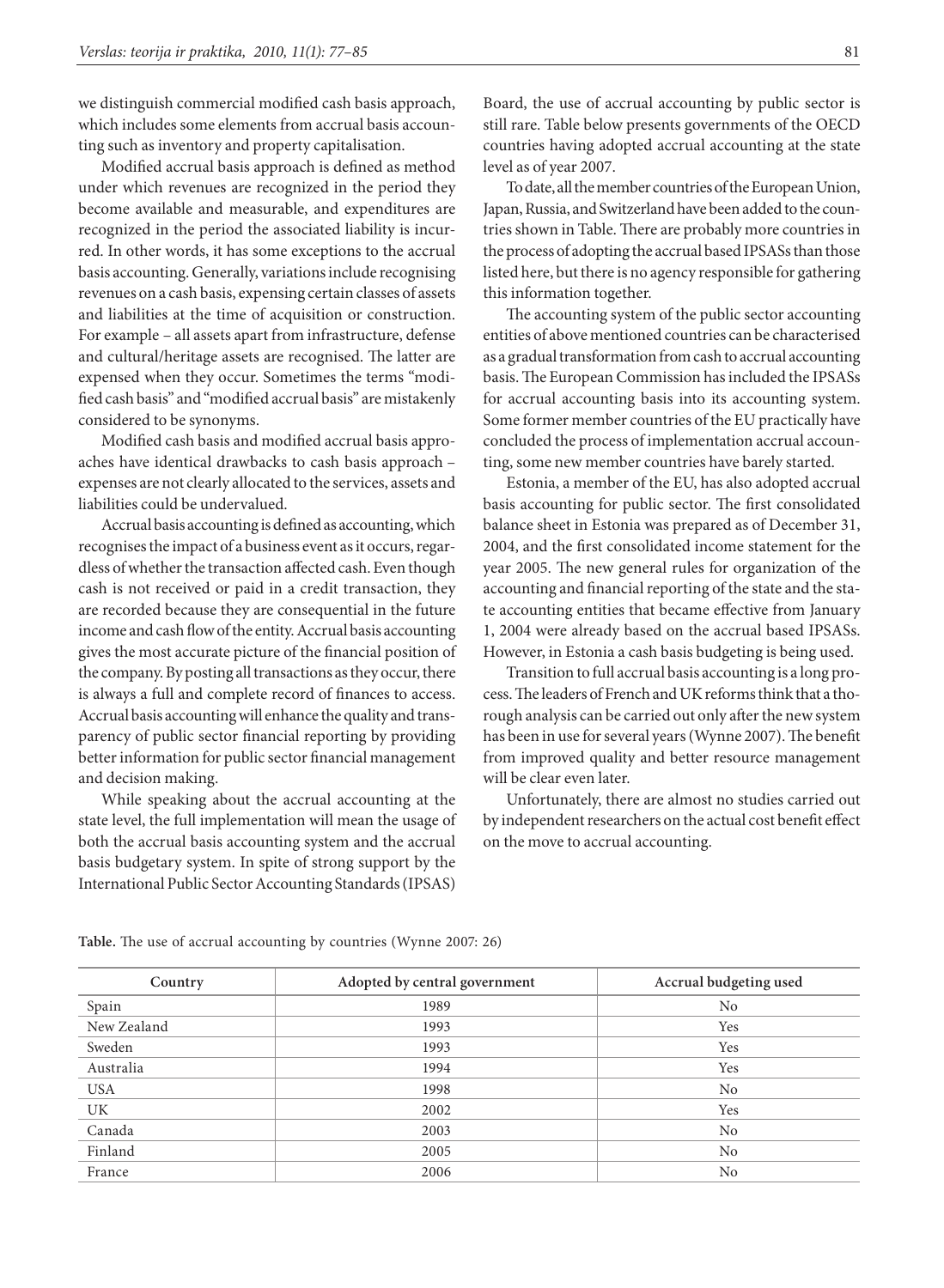we distinguish commercial modified cash basis approach, which includes some elements from accrual basis accounting such as inventory and property capitalisation.

Modified accrual basis approach is defined as method under which revenues are recognized in the period they become available and measurable, and expenditures are recognized in the period the associated liability is incurred. In other words, it has some exceptions to the accrual basis accounting. Generally, variations include recognising revenues on a cash basis, expensing certain classes of assets and liabilities at the time of acquisition or construction. For example – all assets apart from infrastructure, defense and cultural/heritage assets are recognised. The latter are expensed when they occur. Sometimes the terms "modified cash basis" and "modified accrual basis" are mistakenly considered to be synonyms.

Modified cash basis and modified accrual basis approaches have identical drawbacks to cash basis approach – expenses are not clearly allocated to the services, assets and liabilities could be undervalued.

Accrual basis accounting is defined as accounting, which recognises the impact of a business event as it occurs, regardless of whether the transaction affected cash. Even though cash is not received or paid in a credit transaction, they are recorded because they are consequential in the future income and cash flow of the entity. Accrual basis accounting gives the most accurate picture of the financial position of the company. By posting all transactions as they occur, there is always a full and complete record of finances to access. Accrual basis accounting will enhance the quality and transparency of public sector financial reporting by providing better information for public sector financial management and decision making.

While speaking about the accrual accounting at the state level, the full implementation will mean the usage of both the accrual basis accounting system and the accrual basis budgetary system. In spite of strong support by the International Public Sector Accounting Standards (IPSAS) Board, the use of accrual accounting by public sector is still rare. Table below presents governments of the OECD countries having adopted accrual accounting at the state level as of year 2007.

To date, all the member countries of the European Union, Japan, Russia, and Switzerland have been added to the countries shown in Table. There are probably more countries in the process of adopting the accrual based IPSASs than those listed here, but there is no agency responsible for gathering this information together.

The accounting system of the public sector accounting entities of above mentioned countries can be characterised as a gradual transformation from cash to accrual accounting basis. The European Commission has included the IPSASs for accrual accounting basis into its accounting system. Some former member countries of the EU practically have concluded the process of implementation accrual accounting, some new member countries have barely started.

Estonia, a member of the EU, has also adopted accrual basis accounting for public sector. The first consolidated balance sheet in Estonia was prepared as of December 31, 2004, and the first consolidated income statement for the year 2005. The new general rules for organization of the accounting and financial reporting of the state and the state accounting entities that became effective from January 1, 2004 were already based on the accrual based IPSASs. However, in Estonia a cash basis budgeting is being used.

Transition to full accrual basis accounting is a long process. The leaders of French and UK reforms think that a thorough analysis can be carried out only after the new system has been in use for several years (Wynne 2007). The benefit from improved quality and better resource management will be clear even later.

Unfortunately, there are almost no studies carried out by independent researchers on the actual cost benefit effect on the move to accrual accounting.

**Table.** The use of accrual accounting by countries (Wynne 2007: 26)

| Country | Adopted by central government | Accrual budgeting used |
|---|---|---|
| Spain | 1989 | No |
| New Zealand | 1993 | Yes |
| Sweden | 1993 | Yes |
| Australia | 1994 | Yes |
| USA | 1998 | No |
| UK | 2002 | Yes |
| Canada | 2003 | No |
| Finland | 2005 | No |
| France | 2006 | No |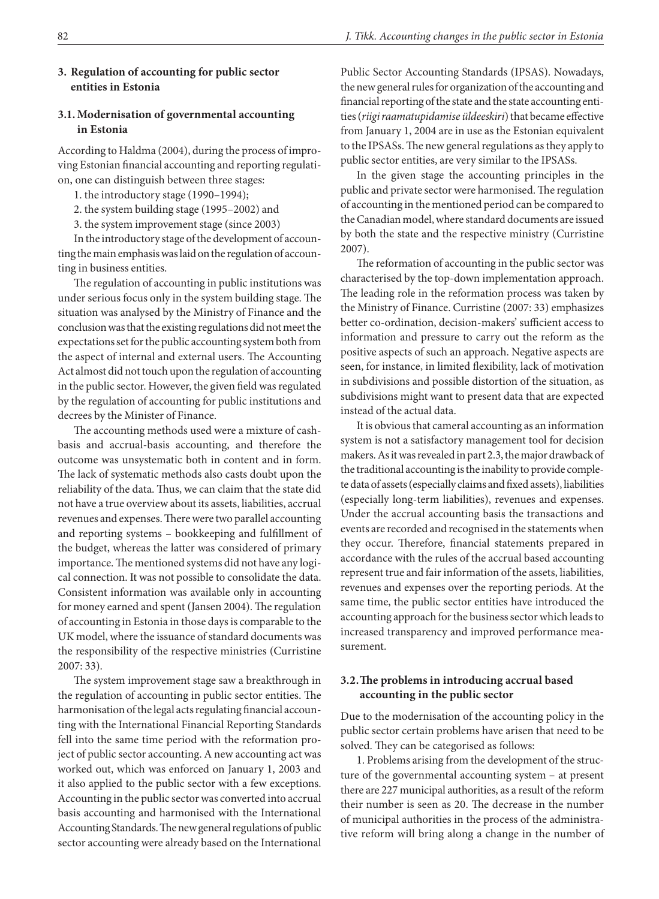## 3. Regulation of accounting for public sector entities in Estonia

### 3.1. Modernisation of governmental accounting in Estonia

According to Haldma (2004), during the process of improving Estonian financial accounting and reporting regulation, one can distinguish between three stages:

1. the introductory stage (1990–1994);
2. the system building stage (1995–2002) and
3. the system improvement stage (since 2003)

In the introductory stage of the development of accounting the main emphasis was laid on the regulation of accounting in business entities.

The regulation of accounting in public institutions was under serious focus only in the system building stage. The situation was analysed by the Ministry of Finance and the conclusion was that the existing regulations did not meet the expectations set for the public accounting system both from the aspect of internal and external users. The Accounting Act almost did not touch upon the regulation of accounting in the public sector. However, the given field was regulated by the regulation of accounting for public institutions and decrees by the Minister of Finance.

The accounting methods used were a mixture of cash-basis and accrual-basis accounting, and therefore the outcome was unsystematic both in content and in form. The lack of systematic methods also casts doubt upon the reliability of the data. Thus, we can claim that the state did not have a true overview about its assets, liabilities, accrual revenues and expenses. There were two parallel accounting and reporting systems – bookkeeping and fulfillment of the budget, whereas the latter was considered of primary importance. The mentioned systems did not have any logical connection. It was not possible to consolidate the data. Consistent information was available only in accounting for money earned and spent (Jansen 2004). The regulation of accounting in Estonia in those days is comparable to the UK model, where the issuance of standard documents was the responsibility of the respective ministries (Curristine 2007: 33).

The system improvement stage saw a breakthrough in the regulation of accounting in public sector entities. The harmonisation of the legal acts regulating financial accounting with the International Financial Reporting Standards fell into the same time period with the reformation project of public sector accounting. A new accounting act was worked out, which was enforced on January 1, 2003 and it also applied to the public sector with a few exceptions. Accounting in the public sector was converted into accrual basis accounting and harmonised with the International Accounting Standards. The new general regulations of public sector accounting were already based on the International Public Sector Accounting Standards (IPSAS). Nowadays, the new general rules for organization of the accounting and financial reporting of the state and the state accounting entities (*riigi raamatupidamise üldeeskiri*) that became effective from January 1, 2004 are in use as the Estonian equivalent to the IPSASs. The new general regulations as they apply to public sector entities, are very similar to the IPSASs.

In the given stage the accounting principles in the public and private sector were harmonised. The regulation of accounting in the mentioned period can be compared to the Canadian model, where standard documents are issued by both the state and the respective ministry (Curristine 2007).

The reformation of accounting in the public sector was characterised by the top-down implementation approach. The leading role in the reformation process was taken by the Ministry of Finance. Curristine (2007: 33) emphasizes better co-ordination, decision-makers' sufficient access to information and pressure to carry out the reform as the positive aspects of such an approach. Negative aspects are seen, for instance, in limited flexibility, lack of motivation in subdivisions and possible distortion of the situation, as subdivisions might want to present data that are expected instead of the actual data.

It is obvious that cameral accounting as an information system is not a satisfactory management tool for decision makers. As it was revealed in part 2.3, the major drawback of the traditional accounting is the inability to provide complete data of assets (especially claims and fixed assets), liabilities (especially long-term liabilities), revenues and expenses. Under the accrual accounting basis the transactions and events are recorded and recognised in the statements when they occur. Therefore, financial statements prepared in accordance with the rules of the accrual based accounting represent true and fair information of the assets, liabilities, revenues and expenses over the reporting periods. At the same time, the public sector entities have introduced the accounting approach for the business sector which leads to increased transparency and improved performance measurement.

### 3.2. The problems in introducing accrual based accounting in the public sector

Due to the modernisation of the accounting policy in the public sector certain problems have arisen that need to be solved. They can be categorised as follows:

1. Problems arising from the development of the structure of the governmental accounting system – at present there are 227 municipal authorities, as a result of the reform their number is seen as 20. The decrease in the number of municipal authorities in the process of the administrative reform will bring along a change in the number of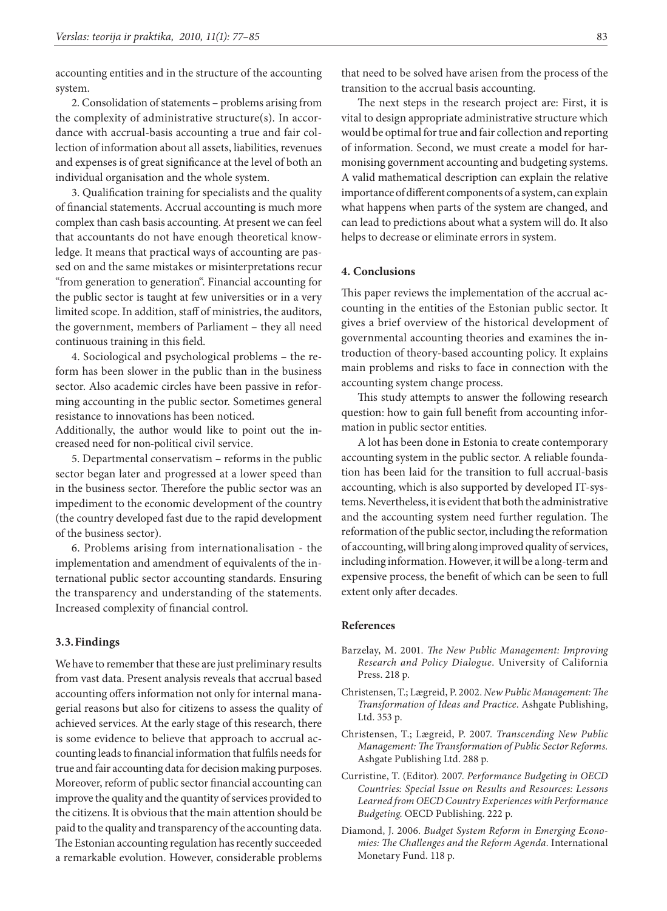accounting entities and in the structure of the accounting system.

2. Consolidation of statements – problems arising from the complexity of administrative structure(s). In accordance with accrual-basis accounting a true and fair collection of information about all assets, liabilities, revenues and expenses is of great significance at the level of both an individual organisation and the whole system.

3. Qualification training for specialists and the quality of financial statements. Accrual accounting is much more complex than cash basis accounting. At present we can feel that accountants do not have enough theoretical knowledge. It means that practical ways of accounting are passed on and the same mistakes or misinterpretations recur "from generation to generation". Financial accounting for the public sector is taught at few universities or in a very limited scope. In addition, staff of ministries, the auditors, the government, members of Parliament – they all need continuous training in this field.

4. Sociological and psychological problems – the reform has been slower in the public than in the business sector. Also academic circles have been passive in reforming accounting in the public sector. Sometimes general resistance to innovations has been noticed.
Additionally, the author would like to point out the increased need for non-political civil service.

5. Departmental conservatism – reforms in the public sector began later and progressed at a lower speed than in the business sector. Therefore the public sector was an impediment to the economic development of the country (the country developed fast due to the rapid development of the business sector).

6. Problems arising from internationalisation - the implementation and amendment of equivalents of the international public sector accounting standards. Ensuring the transparency and understanding of the statements. Increased complexity of financial control.

### 3.3. Findings

We have to remember that these are just preliminary results from vast data. Present analysis reveals that accrual based accounting offers information not only for internal managerial reasons but also for citizens to assess the quality of achieved services. At the early stage of this research, there is some evidence to believe that approach to accrual accounting leads to financial information that fulfils needs for true and fair accounting data for decision making purposes. Moreover, reform of public sector financial accounting can improve the quality and the quantity of services provided to the citizens. It is obvious that the main attention should be paid to the quality and transparency of the accounting data. The Estonian accounting regulation has recently succeeded a remarkable evolution. However, considerable problems that need to be solved have arisen from the process of the transition to the accrual basis accounting.

The next steps in the research project are: First, it is vital to design appropriate administrative structure which would be optimal for true and fair collection and reporting of information. Second, we must create a model for harmonising government accounting and budgeting systems. A valid mathematical description can explain the relative importance of different components of a system, can explain what happens when parts of the system are changed, and can lead to predictions about what a system will do. It also helps to decrease or eliminate errors in system.

## 4. Conclusions

This paper reviews the implementation of the accrual accounting in the entities of the Estonian public sector. It gives a brief overview of the historical development of governmental accounting theories and examines the introduction of theory-based accounting policy. It explains main problems and risks to face in connection with the accounting system change process.

This study attempts to answer the following research question: how to gain full benefit from accounting information in public sector entities.

A lot has been done in Estonia to create contemporary accounting system in the public sector. A reliable foundation has been laid for the transition to full accrual-basis accounting, which is also supported by developed IT-systems. Nevertheless, it is evident that both the administrative and the accounting system need further regulation. The reformation of the public sector, including the reformation of accounting, will bring along improved quality of services, including information. However, it will be a long-term and expensive process, the benefit of which can be seen to full extent only after decades.

## References

Barzelay, M. 2001. *The New Public Management: Improving Research and Policy Dialogue*. University of California Press. 218 p.

Christensen, T.; Lægreid, P. 2002. *New Public Management: The Transformation of Ideas and Practice*. Ashgate Publishing, Ltd. 353 p.

Christensen, T.; Lægreid, P. 2007. *Transcending New Public Management: The Transformation of Public Sector Reforms.* Ashgate Publishing Ltd. 288 p.

Curristine, T. (Editor). 2007. *Performance Budgeting in OECD Countries: Special Issue on Results and Resources: Lessons Learned from OECD Country Experiences with Performance Budgeting.* OECD Publishing. 222 p.

Diamond, J. 2006. *Budget System Reform in Emerging Economies: The Challenges and the Reform Agenda*. International Monetary Fund. 118 p.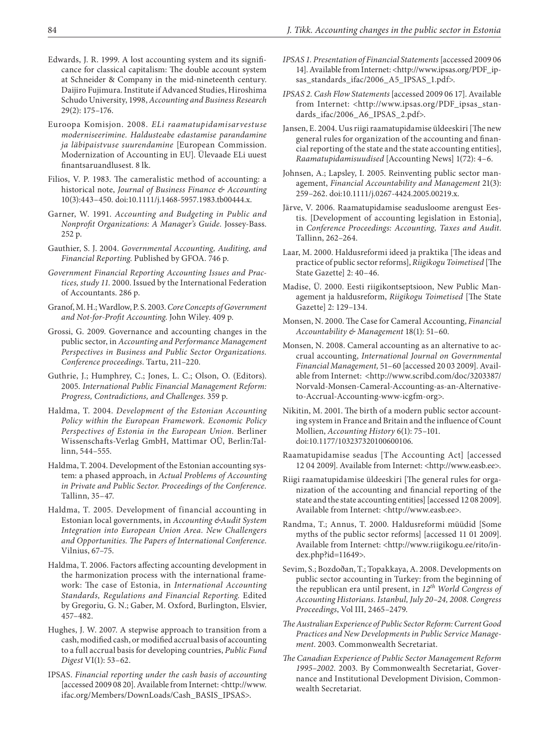Edwards, J. R. 1999. A lost accounting system and its significance for classical capitalism: The double account system at Schneider & Company in the mid-nineteenth century. Daijiro Fujimura. Institute if Advanced Studies, Hiroshima Schudo University, 1998, *Accounting and Business Research* 29(2): 175–176.

Euroopa Komisjon. 2008. *ELi raamatupidamisarvestuse moderniseerimine. Haldusteabe edastamise parandamine ja läbipaistvuse suurendamine* [European Commission. Modernization of Accounting in EU]. Ülevaade ELi uuest finantsaruandlusest. 8 lk.

Filios, V. P. 1983. The cameralistic method of accounting: a historical note, *Journal of Business Finance & Accounting* 10(3):443–450. doi:10.1111/j.1468-5957.1983.tb00444.x.

Garner, W. 1991. *Accounting and Budgeting in Public and Nonprofit Organizations: A Manager's Guide.* Jossey-Bass. 252 p.

Gauthier, S. J. 2004. *Governmental Accounting, Auditing, and Financial Reporting.* Published by GFOA. 746 p.

*Government Financial Reporting Accounting Issues and Practices, study 11.* 2000. Issued by the International Federation of Accountants. 286 p.

Granof, M. H.; Wardlow, P. S. 2003. *Core Concepts of Government and Not-for-Profit Accounting.* John Wiley. 409 p.

Grossi, G. 2009. Governance and accounting changes in the public sector, in *Accounting and Performance Management Perspectives in Business and Public Sector Organizations. Conference proceedings.* Tartu, 211–220.

Guthrie, J.; Humphrey, C.; Jones, L. C.; Olson, O. (Editors). 2005. *International Public Financial Management Reform: Progress, Contradictions, and Challenges.* 359 p.

Haldma, T. 2004. *Development of the Estonian Accounting Policy within the European Framework. Economic Policy Perspectives of Estonia in the European Union.* Berliner Wissenschafts-Verlag GmbH, Mattimar OÜ, Berlin:Tallinn, 544–555.

Haldma, T. 2004. Development of the Estonian accounting system: a phased approach, in *Actual Problems of Accounting in Private and Public Sector. Proceedings of the Conference.* Tallinn, 35–47.

Haldma, T. 2005. Development of financial accounting in Estonian local governments, in *Accounting &Audit System Integration into European Union Area. New Challengers and Opportunities. The Papers of International Conference.* Vilnius, 67–75.

Haldma, T. 2006. Factors affecting accounting development in the harmonization process with the international framework: The case of Estonia, in *International Accounting Standards, Regulations and Financial Reporting.* Edited by Gregoriu, G. N.; Gaber, M. Oxford, Burlington, Elsvier, 457–482.

Hughes, J. W. 2007. A stepwise approach to transition from a cash, modified cash, or modified accrual basis of accounting to a full accrual basis for developing countries, *Public Fund Digest* VI(1): 53–62.

IPSAS. *Financial reporting under the cash basis of accounting* [accessed 2009 08 20]. Available from Internet: <http://www.ifac.org/Members/DownLoads/Cash_BASIS_IPSAS>.

*IPSAS 1. Presentation of Financial Statements* [accessed 2009 06 14]. Available from Internet: <http://www.ipsas.org/PDF_ipsas_standards_ifac/2006_A5_IPSAS_1.pdf>.

*IPSAS 2. Cash Flow Statements* [accessed 2009 06 17]. Available from Internet: <http://www.ipsas.org/PDF_ipsas_standards_ifac/2006_A6_IPSAS_2.pdf>.

Jansen, E. 2004. Uus riigi raamatupidamise üldeeskiri [The new general rules for organization of the accounting and financial reporting of the state and the state accounting entities], *Raamatupidamisuudised* [Accounting News] 1(72): 4–6.

Johnsen, A.; Lapsley, I. 2005. Reinventing public sector management, *Financial Accountability and Management* 21(3): 259–262. doi:10.1111/j.0267-4424.2005.00219.x.

Järve, V. 2006. Raamatupidamise seadusloome arengust Eestis. [Development of accounting legislation in Estonia], in *Conference Proceedings: Accounting, Taxes and Audit.* Tallinn, 262–264.

Laar, M. 2000. Haldusreformi ideed ja praktika [The ideas and practice of public sector reforms], *Riigikogu Toimetised* [The State Gazette] 2: 40–46.

Madise, Ü. 2000. Eesti riigikontseptsioon, New Public Management ja haldusreform, *Riigikogu Toimetised* [The State Gazette] 2: 129–134.

Monsen, N. 2000. The Case for Cameral Accounting, *Financial Accountability & Management* 18(1): 51–60.

Monsen, N. 2008. Cameral accounting as an alternative to accrual accounting, *International Journal on Governmental Financial Management,* 51–60 [accessed 20 03 2009]. Available from Internet: <http://www.scribd.com/doc/3203387/Norvald-Monsen-Cameral-Accounting-as-an-Alternative-to-Accrual-Accounting-www-icgfm-org>.

Nikitin, M. 2001. The birth of a modern public sector accounting system in France and Britain and the influence of Count Mollien, *Accounting History* 6(1): 75–101. doi:10.1177/103237320100600106.

Raamatupidamise seadus [The Accounting Act] [accessed 12 04 2009]. Available from Internet: <http://www.easb.ee>.

Riigi raamatupidamise üldeeskiri [The general rules for organization of the accounting and financial reporting of the state and the state accounting entities] [accessed 12 08 2009]. Available from Internet: <http://www.easb.ee>.

Randma, T.; Annus, T. 2000. Haldusreformi müüdid [Some myths of the public sector reforms] [accessed 11 01 2009]. Available from Internet: <http://www.riigikogu.ee/rito/index.php?id=11649>.

Sevim, S.; Bozdoðan, T.; Topakkaya, A. 2008. Developments on public sector accounting in Turkey: from the beginning of the republican era until present, in *12th World Congress of Accounting Historians. Istanbul, July 20–24, 2008. Congress Proceedings*, Vol III, 2465–2479.

*The Australian Experience of Public Sector Reform: Current Good Practices and New Developments in Public Service Management.* 2003. Commonwealth Secretariat.

*The Canadian Experience of Public Sector Management Reform 1995–2002.* 2003. By Commonwealth Secretariat, Governance and Institutional Development Division, Commonwealth Secretariat.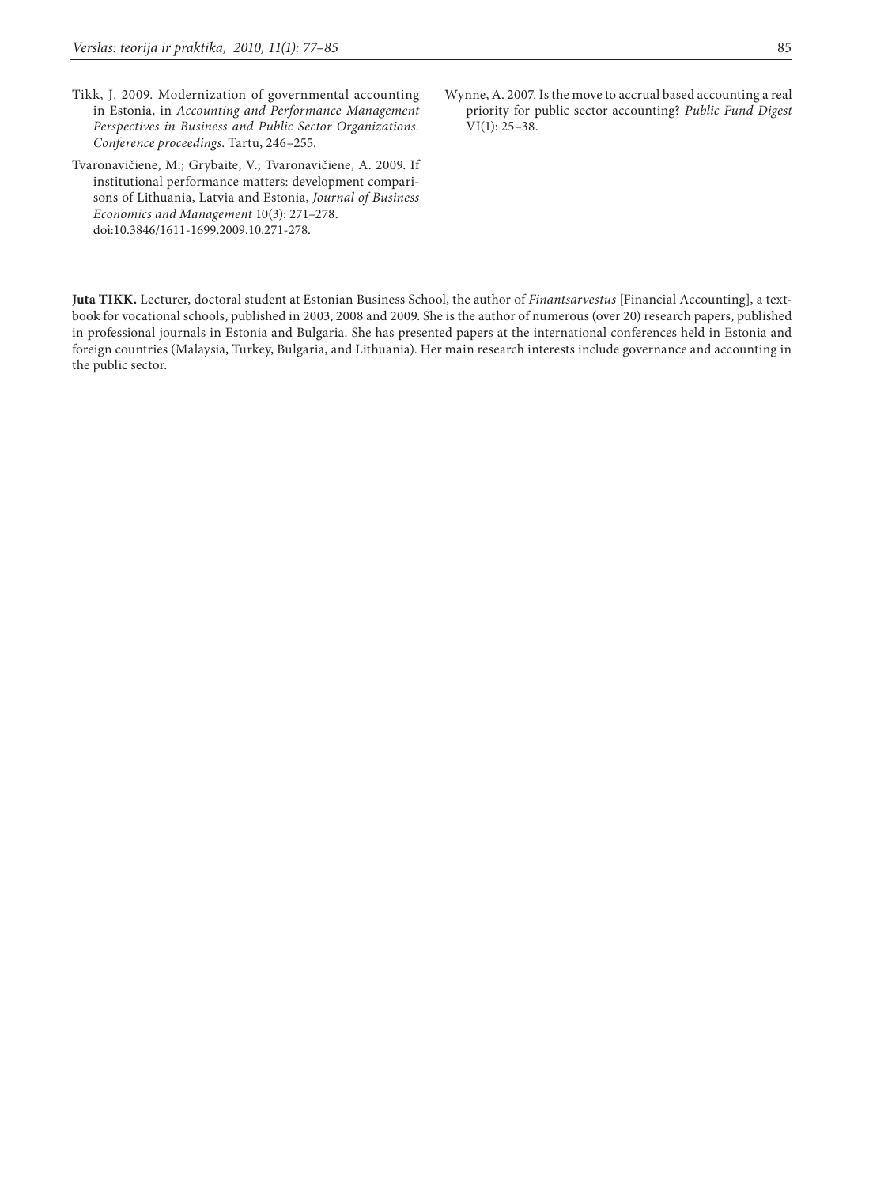Tikk, J. 2009. Modernization of governmental accounting in Estonia, in *Accounting and Performance Management Perspectives in Business and Public Sector Organizations. Conference proceedings*. Tartu, 246–255.

Tvaronavičiene, M.; Grybaite, V.; Tvaronavičiene, A. 2009. If institutional performance matters: development comparisons of Lithuania, Latvia and Estonia, *Journal of Business Economics and Management* 10(3): 271–278. doi:10.3846/1611-1699.2009.10.271-278.

Wynne, A. 2007. Is the move to accrual based accounting a real priority for public sector accounting? *Public Fund Digest* VI(1): 25–38.

**Juta TIKK.** Lecturer, doctoral student at Estonian Business School, the author of *Finantsarvestus* [Financial Accounting], a textbook for vocational schools, published in 2003, 2008 and 2009. She is the author of numerous (over 20) research papers, published in professional journals in Estonia and Bulgaria. She has presented papers at the international conferences held in Estonia and foreign countries (Malaysia, Turkey, Bulgaria, and Lithuania). Her main research interests include governance and accounting in the public sector.